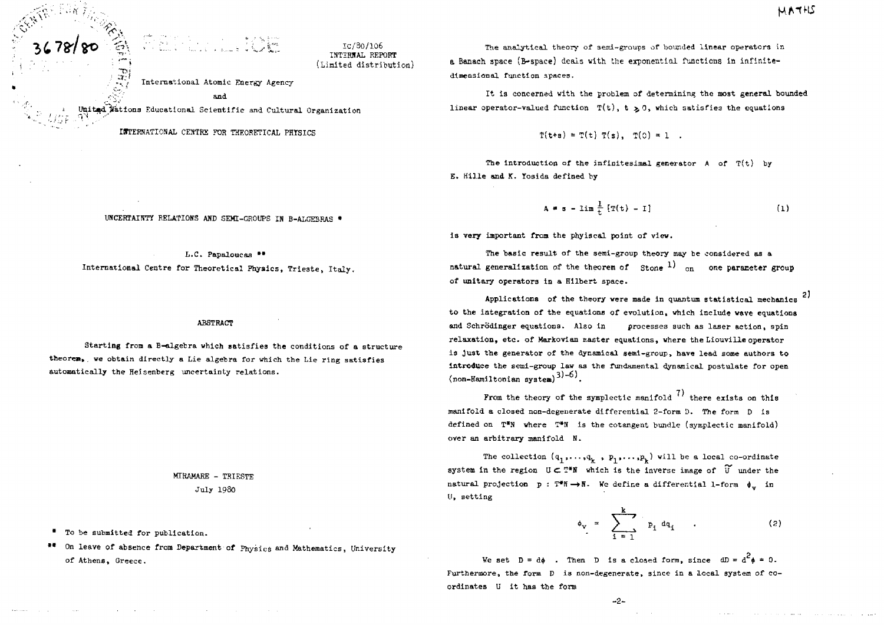IC/80/106
INTERNAL REPORT
(Limited distribution)

International Atomic Energy Agency

and

United Nations Educational Scientific and Cultural Organization

INTERNATIONAL CENTRE FOR THEORETICAL PHYSICS

# UNCERTAINTY RELATIONS AND SEMI-GROUPS IN B-ALGEBRAS *

L.C. Papaloucas **

International Centre for Theoretical Physics, Trieste, Italy.

## ABSTRACT

Starting from a B-algebra which satisfies the conditions of a structure theorem, we obtain directly a Lie algebra for which the Lie ring satisfies automatically the Heisenberg uncertainty relations.

MIRAMARE - TRIESTE

July 1980

\* To be submitted for publication.

\*\* On leave of absence from Department of Physics and Mathematics, University of Athens, Greece.

The analytical theory of semi-groups of bounded linear operators in a Banach space (B-space) deals with the exponential functions in infinite-dimensional function spaces.

It is concerned with the problem of determining the most general bounded linear operator-valued function $T(t)$, $t \geqslant 0$, which satisfies the equations

$$T(t+s) = T(t)\ T(s), \quad T(0) = 1 \quad .$$

The introduction of the infinitesimal generator A of $T(t)$ by E. Hille and K. Yosida defined by

$$A = s - \lim \frac{1}{t} [T(t) - I] \tag{1}$$

is very important from the phyisical point of view.

The basic result of the semi-group theory may be considered as a natural generalization of the theorem of Stone [1] on one parameter group of unitary operators in a Hilbert space.

Applications of the theory were made in quantum statistical mechanics [2] to the integration of the equations of evolution, which include wave equations and Schrödinger equations. Also in processes such as laser action, spin relaxation, etc. of Markovian master equations, where the Liouville operator is just the generator of the dynamical semi-group, have lead some authors to introduce the semi-group law as the fundamental dynamical postulate for open (non-Hamiltonian system)[3)-6)].

From the theory of the symplectic manifold [7] there exists on this manifold a closed non-degenerate differential 2-form D. The form D is defined on $T^*N$ where $T^*N$ is the cotangent bundle (symplectic manifold) over an arbitrary manifold N.

The collection $(q_1,\ldots,q_k\ ,\ p_1,\ldots,p_k)$ will be a local co-ordinate system in the region $U \subset T^*N$ which is the inverse image of $\widetilde{U}$ under the natural projection $p : T^*N \rightarrow N$. We define a differential 1-form $\phi_v$ in U, setting

$$\phi_v = \sum_{i=1}^{k} p_i\ dq_i \quad . \tag{2}$$

We set $D = d\phi$ . Then D is a closed form, since $dD = d^2\phi = 0$. Furthermore, the form D is non-degenerate, since in a local system of co-ordinates U it has the form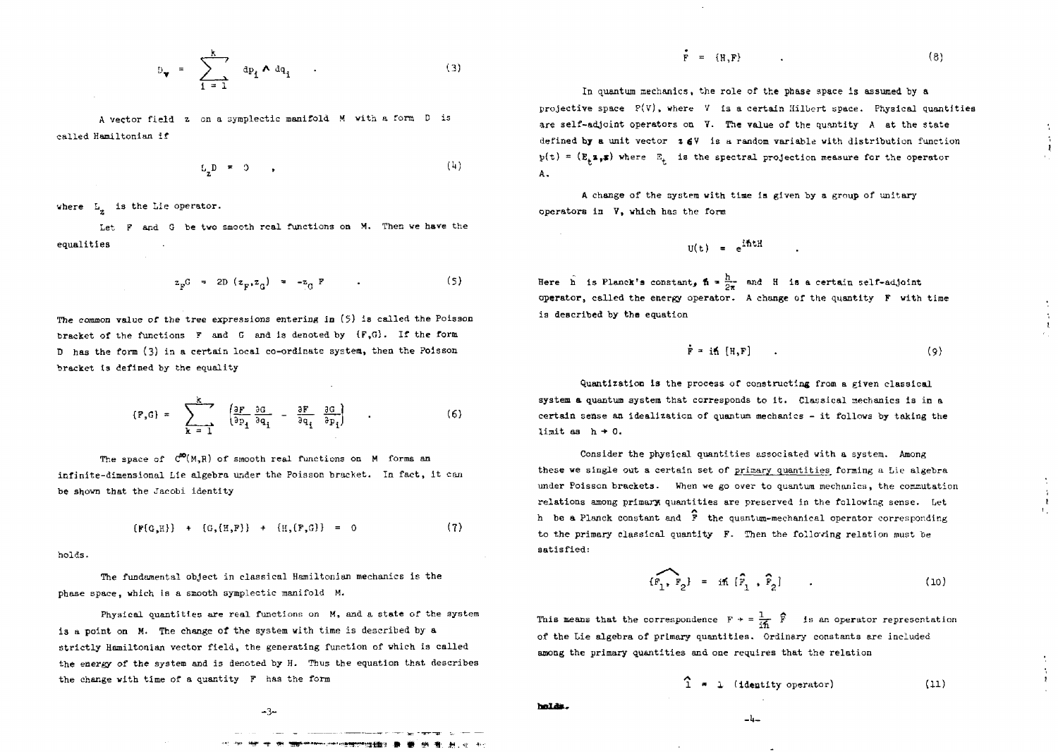$$D_V = \sum_{i=1}^{k} dp_i \wedge dq_i \quad . \tag{3}$$

A vector field $z$ on a symplectic manifold $M$ with a form $D$ is called Hamiltonian if

$$L_z D = 0 \quad , \tag{4}$$

where $L_z$ is the Lie operator.

Let $F$ and $G$ be two smooth real functions on $M$. Then we have the equalities

$$z_F G = 2D(z_F, z_G) = -z_G F \quad . \tag{5}$$

The common value of the tree expressions entering in (5) is called the Poisson bracket of the functions $F$ and $G$ and is denoted by $\{F,G\}$. If the form $D$ has the form (3) in a certain local co-ordinate system, then the Poisson bracket is defined by the equality

$$\{F,G\} = \sum_{k=1}^{k} \left( \frac{\partial F}{\partial p_i} \frac{\partial G}{\partial q_i} - \frac{\partial F}{\partial q_i} \frac{\partial G}{\partial p_i} \right) \quad . \tag{6}$$

The space of $C^\infty(M,R)$ of smooth real functions on $M$ forms an infinite-dimensional Lie algebra under the Poisson bracket. In fact, it can be shown that the Jacobi identity

$$\{F\{G,H\}\} + \{G,\{H,F\}\} + \{H,\{F,G\}\} = 0 \tag{7}$$

holds.

The fundamental object in classical Hamiltonian mechanics is the phase space, which is a smooth symplectic manifold $M$.

Physical quantities are real functions on $M$, and a state of the system is a point on $M$. The change of the system with time is described by a strictly Hamiltonian vector field, the generating function of which is called the energy of the system and is denoted by $H$. Thus the equation that describes the change with time of a quantity $F$ has the form

$$\dot{F} = \{H,F\} \quad . \tag{8}$$

In quantum mechanics, the role of the phase space is assumed by a projective space $P(V)$, where $V$ is a certain Hilbert space. Physical quantities are self-adjoint operators on $V$. The value of the quantity $A$ at the state defined by a unit vector $z \in V$ is a random variable with distribution function $p(t) = (E_t z, z)$ where $E_t$ is the spectral projection measure for the operator $A$.

A change of the system with time is given by a group of unitary operators in $V$, which has the form

$$U(t) = e^{i\hbar t H} \quad .$$

Here $h$ is Planck's constant, $\hbar = \frac{h}{2\pi}$ and $H$ is a certain self-adjoint operator, called the energy operator. A change of the quantity $F$ with time is described by the equation

$$\dot{F} = i\hbar\,[H,F] \quad . \tag{9}$$

Quantization is the process of constructing from a given classical system a quantum system that corresponds to it. Classical mechanics is in a certain sense an idealization of quantum mechanics - it follows by taking the limit as $h \to 0$.

Consider the physical quantities associated with a system. Among these we single out a certain set of primary quantities forming a Lie algebra under Poisson brackets. When we go over to quantum mechanics, the commutation relations among primary quantities are preserved in the following sense. Let $h$ be a Planck constant and $\hat{F}$ the quantum-mechanical operator corresponding to the primary classical quantity $F$. Then the following relation must be satisfied:

$$\widehat{\{F_1, F_2\}} = i\hbar\,[\hat{F}_1, \hat{F}_2] \quad . \tag{10}$$

This means that the correspondence $F \to \frac{1}{i\hbar}\hat{F}$ is an operator representation of the Lie algebra of primary quantities. Ordinary constants are included among the primary quantities and one requires that the relation

$$\hat{1} = 1 \text{ (identity operator)} \tag{11}$$

holds.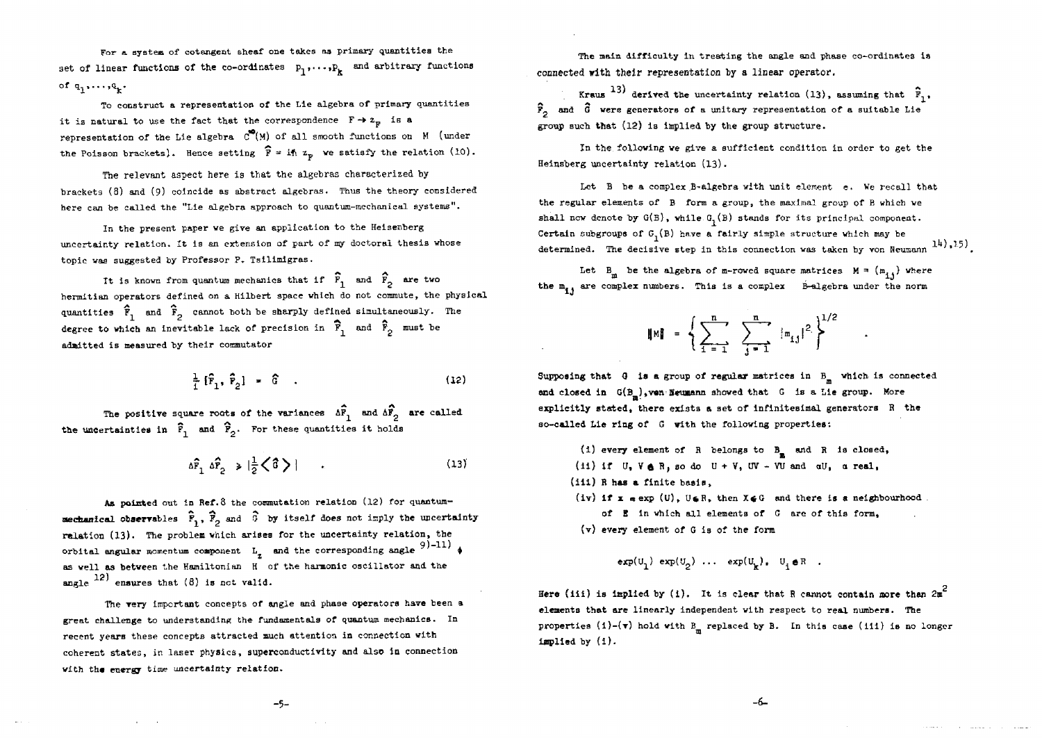For a system of cotangent sheaf one takes as primary quantities the set of linear functions of the co-ordinates $p_1, \ldots, p_k$ and arbitrary functions of $q_1, \ldots, q_k$.

To construct a representation of the Lie algebra of primary quantities it is natural to use the fact that the correspondence $F \to z_F$ is a representation of the Lie algebra $C^\infty(M)$ of all smooth functions on $M$ (under the Poisson brackets). Hence setting $\hat{F} = i\hbar z_F$ we satisfy the relation (10).

The relevant aspect here is that the algebras characterized by brackets (8) and (9) coincide as abstract algebras. Thus the theory considered here can be called the "Lie algebra approach to quantum-mechanical systems".

In the present paper we give an application to the Heisenberg uncertainty relation. It is an extension of part of my doctoral thesis whose topic was suggested by Professor P. Tsilimigras.

It is known from quantum mechanics that if $\hat{F}_1$ and $\hat{F}_2$ are two hermitian operators defined on a Hilbert space which do not commute, the physical quantities $\hat{F}_1$ and $\hat{F}_2$ cannot both be sharply defined simultaneously. The degree to which an inevitable lack of precision in $\hat{F}_1$ and $\hat{F}_2$ must be admitted is measured by their commutator

$$\frac{1}{i}[\hat{F}_1, \hat{F}_2] = \hat{G} \quad . \tag{12}$$

The positive square roots of the variances $\Delta\hat{F}_1$ and $\Delta\hat{F}_2$ are called the uncertainties in $\hat{F}_1$ and $\hat{F}_2$. For these quantities it holds

$$\Delta\hat{F}_1 \, \Delta\hat{F}_2 \geqslant \left|\frac{1}{2}\langle\hat{G}\rangle\right| \quad . \tag{13}$$

As pointed out in Ref.8 the commutation relation (12) for quantum-mechanical observables $\hat{F}_1$, $\hat{F}_2$ and $\hat{G}$ by itself does not imply the uncertainty relation (13). The problem which arises for the uncertainty relation, the orbital angular momentum component $L_z$ and the corresponding angle [9)-11)] $\phi$ as well as between the Hamiltonian $H$ of the harmonic oscillator and the angle [12)] ensures that (8) is not valid.

The very important concepts of angle and phase operators have been a great challenge to understanding the fundamentals of quantum mechanics. In recent years these concepts attracted much attention in connection with coherent states, in laser physics, superconductivity and also in connection with the energy time uncertainty relation.

The main difficulty in treating the angle and phase co-ordinates is connected with their representation by a linear operator.

Kraus [13)] derived the uncertainty relation (13), assuming that $\hat{F}_1$, $\hat{F}_2$ and $\hat{G}$ were generators of a unitary representation of a suitable Lie group such that (12) is implied by the group structure.

In the following we give a sufficient condition in order to get the Heinsberg uncertainty relation (13).

Let $B$ be a complex B-algebra with unit element $e$. We recall that the regular elements of $B$ form a group, the maximal group of $B$ which we shall now denote by $G(B)$, while $G_1(B)$ stands for its principal component. Certain subgroups of $G_1(B)$ have a fairly simple structure which may be determined. The decisive step in this connection was taken by von Neumann [14),15)].

Let $B_m$ be the algebra of m-rowed square matrices $M = (m_{ij})$ where the $m_{ij}$ are complex numbers. This is a complex B-algebra under the norm

$$\|M\| = \left\{ \sum_{i=1}^{n} \sum_{j=1}^{n} |m_{ij}|^2 \right\}^{1/2} \quad .$$

Supposing that $G$ is a group of regular matrices in $B_m$ which is connected and closed in $G(B_m)$, von Neumann showed that $G$ is a Lie group. More explicitly stated, there exists a set of infinitesimal generators $R$ the so-called Lie ring of $G$ with the following properties:

(i) every element of $R$ belongs to $B_m$ and $R$ is closed,
(ii) if $U, V \in R$, so do $U + V$, $UV - VU$ and $\alpha U$, $\alpha$ real,
(iii) $R$ has a finite basis,
(iv) if $X = \exp(U)$, $U \in R$, then $X \in G$ and there is a neighbourhood of $E$ in which all elements of $G$ are of this form,
(v) every element of $G$ is of the form

$$\exp(U_1)\exp(U_2) \ldots \exp(U_k), \quad U_i \in R \quad .$$

Here (iii) is implied by (i). It is clear that $R$ cannot contain more than $2m^2$ elements that are linearly independent with respect to real numbers. The properties (i)-(v) hold with $B_m$ replaced by $B$. In this case (iii) is no longer implied by (i).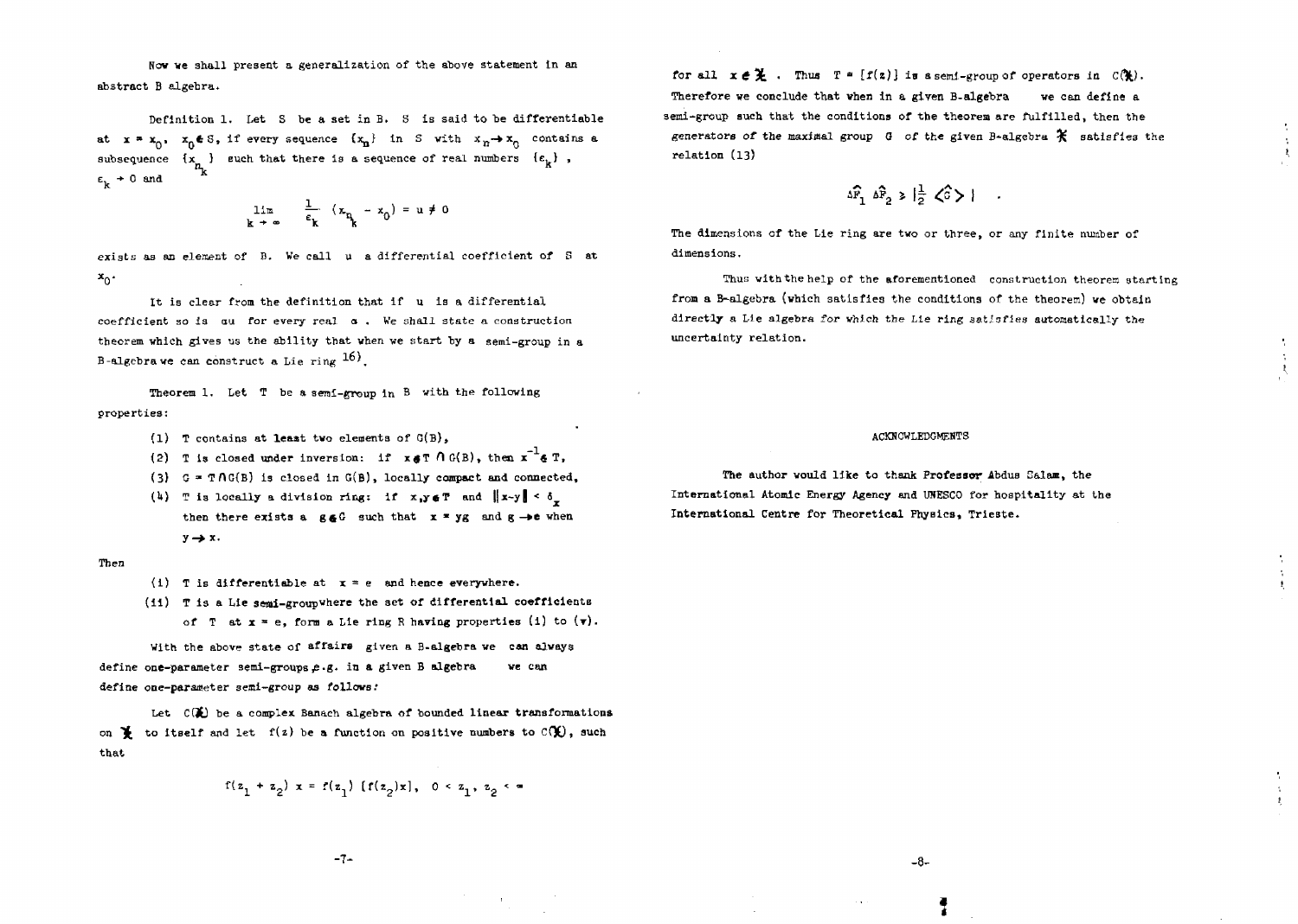Now we shall present a generalization of the above statement in an abstract B algebra.

Definition 1. Let $S$ be a set in B. $S$ is said to be differentiable at $x = x_0$, $x_0 \in S$, if every sequence $\{x_n\}$ in $S$ with $x_n \to x_0$ contains a subsequence $\{x_{n_k}\}$ such that there is a sequence of real numbers $\{\varepsilon_k\}$, $\varepsilon_k \to 0$ and

$$\lim_{k \to \infty} \frac{1}{\varepsilon_k} (x_{n_k} - x_0) = u \neq 0$$

exists as an element of B. We call $u$ a differential coefficient of $S$ at $x_0$.

It is clear from the definition that if $u$ is a differential coefficient so is $\alpha u$ for every real $\alpha$. We shall state a construction theorem which gives us the ability that when we start by a semi-group in a B-algebra we can construct a Lie ring [16].

Theorem 1. Let $T$ be a semi-group in B with the following properties:

(1) $T$ contains at least two elements of $G(B)$,

(2) $T$ is closed under inversion: if $x \in T \cap G(B)$, then $x^{-1} \in T$,

(3) $G = T \cap G(B)$ is closed in $G(B)$, locally compact and connected,

(4) $T$ is locally a division ring: if $x, y \in T$ and $\|x-y\| < \delta_x$ then there exists a $g \in G$ such that $x = yg$ and $g \to e$ when $y \to x$.

Then

(i) $T$ is differentiable at $x = e$ and hence everywhere.

(ii) $T$ is a Lie semi-group where the set of differential coefficients of $T$ at $x = e$, form a Lie ring R having properties (i) to (v).

With the above state of affairs given a B-algebra we can always define one-parameter semi-groups, e.g. in a given B algebra we can define one-parameter semi-group as follows:

Let $C(\mathfrak{X})$ be a complex Banach algebra of bounded linear transformations on $\mathfrak{X}$ to itself and let $f(z)$ be a function on positive numbers to $C(\mathfrak{X})$, such that

$$f(z_1 + z_2)\, x = f(z_1)\, [f(z_2)x], \quad 0 < z_1, z_2 < \infty$$

for all $x \in \mathfrak{X}$. Thus $T = [f(z)]$ is a semi-group of operators in $C(\mathfrak{X})$. Therefore we conclude that when in a given B-algebra we can define a semi-group such that the conditions of the theorem are fulfilled, then the generators of the maximal group $G$ of the given B-algebra $\mathfrak{X}$ satisfies the relation (13)

$$\Delta\hat{F}_1\, \Delta\hat{F}_2 \geq |\tfrac{1}{2} \langle \hat{G} \rangle| \quad .$$

The dimensions of the Lie ring are two or three, or any finite number of dimensions.

Thus with the help of the aforementioned construction theorem starting from a B-algebra (which satisfies the conditions of the theorem) we obtain directly a Lie algebra for which the Lie ring satisfies automatically the uncertainty relation.

## ACKNOWLEDGMENTS

The author would like to thank Professor Abdus Salam, the International Atomic Energy Agency and UNESCO for hospitality at the International Centre for Theoretical Physics, Trieste.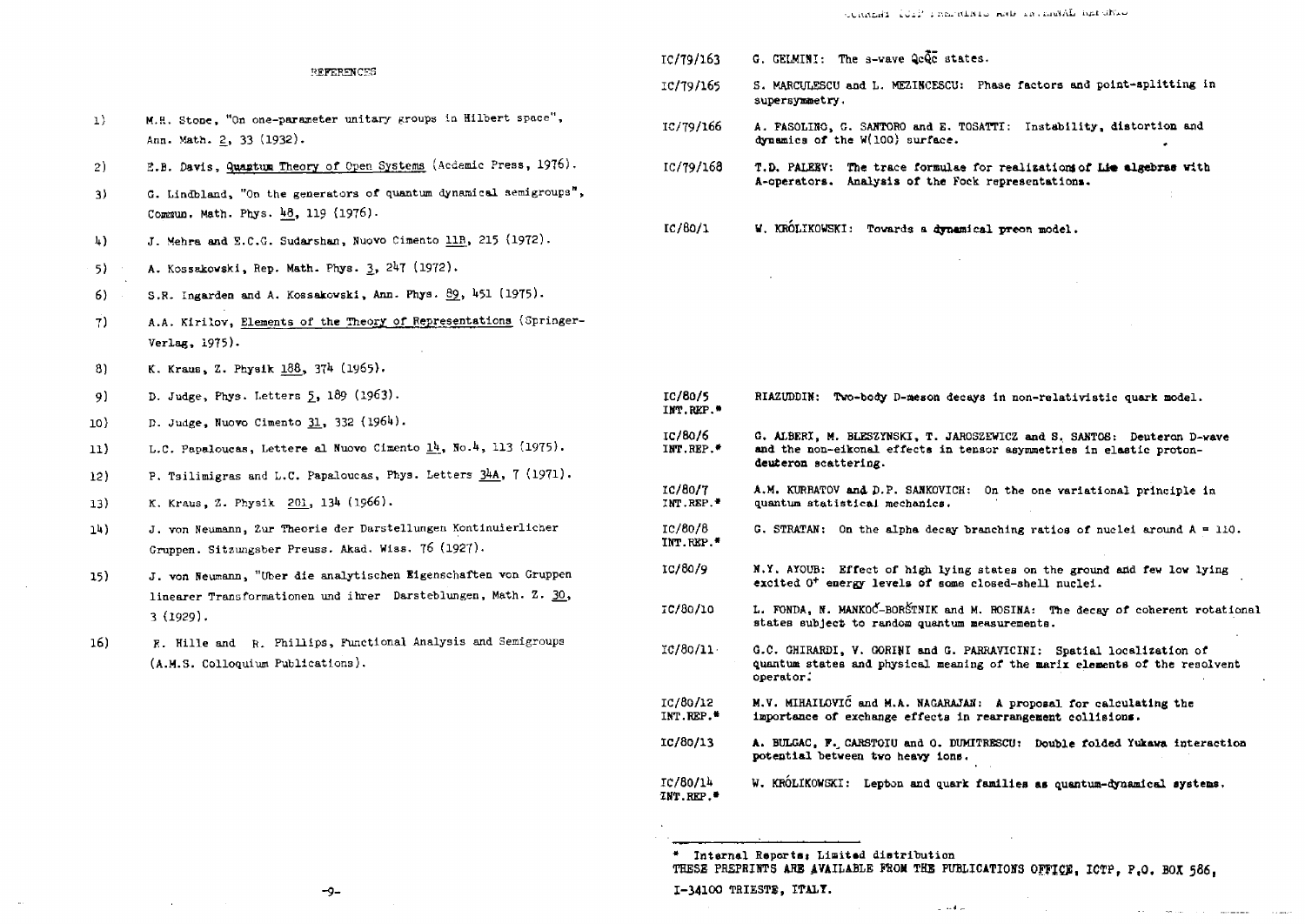## REFERENCES

1) M.H. Stone, "On one-parameter unitary groups in Hilbert space", Ann. Math. 2, 33 (1932).

2) E.B. Davis, Quantum Theory of Open Systems (Acdemic Press, 1976).

3) G. Lindblad, "On the generators of quantum dynamical semigroups", Commun. Math. Phys. 48, 119 (1976).

4) J. Mehra and E.C.G. Sudarshan, Nuovo Cimento 11B, 215 (1972).

5) A. Kossakowski, Rep. Math. Phys. 3, 247 (1972).

6) S.R. Ingarden and A. Kossakowski, Ann. Phys. 89, 451 (1975).

7) A.A. Kirilov, Elements of the Theory of Representations (Springer-Verlag, 1975).

8) K. Kraus, Z. Physik 188, 374 (1965).

9) D. Judge, Phys. Letters 5, 189 (1963).

10) D. Judge, Nuovo Cimento 31, 332 (1964).

11) L.C. Papaloucas, Lettere al Nuovo Cimento 14, No.4, 113 (1975).

12) P. Tsilimigras and L.C. Papaloucas, Phys. Letters 34A, 7 (1971).

13) K. Kraus, Z. Physik 201, 134 (1966).

14) J. von Neumann, Zur Theorie der Darstellungen Kontinuierlicher Gruppen. Sitzungsber Preuss. Akad. Wiss. 76 (1927).

15) J. von Neumann, "Uber die analytischen Eigenschaften von Gruppen linearer Transformationen und ihrer Darsteblungen, Math. Z. 30, 3 (1929).

16) E. Hille and R. Phillips, Functional Analysis and Semigroups (A.M.S. Colloquium Publications).

## CURRENT ICTP PREPRINTS AND INTERNAL REPORTS

IC/79/163 G. GELMINI: The s-wave QcQ̄c states.

IC/79/165 S. MARCULESCU and L. MEZINCESCU: Phase factors and point-splitting in supersymmetry.

IC/79/166 A. FASOLINO, G. SANTORO and E. TOSATTI: Instability, distortion and dynamics of the W(100) surface.

IC/79/168 T.D. PALEEV: The trace formulae for realizations of Lie algebras with A-operators. Analysis of the Fock representations.

IC/80/1 W. KRÓLIKOWSKI: Towards a dynamical preon model.

IC/80/5 INT.REP.* RIAZUDDIN: Two-body D-meson decays in non-relativistic quark model.

IC/80/6 INT.REP.* G. ALBERI, M. BLESZYNSKI, T. JAROSZEWICZ and S. SANTOS: Deuteron D-wave and the non-eikonal effects in tensor asymmetries in elastic proton-deuteron scattering.

IC/80/7 INT.REP.* A.M. KURBATOV and D.P. SANKOVICH: On the one variational principle in quantum statistical mechanics.

IC/80/8 INT.REP.* G. STRATAN: On the alpha decay branching ratios of nuclei around A = 110.

IC/80/9 M.Y. AYOUB: Effect of high lying states on the ground and few low lying excited $0^+$ energy levels of some closed-shell nuclei.

IC/80/10 L. FONDA, N. MANKOČ-BORŠTNIK and M. ROSINA: The decay of coherent rotational states subject to random quantum measurements.

IC/80/11 G.C. GHIRARDI, V. GORINI and G. PARRAVICINI: Spatial localization of quantum states and physical meaning of the marix elements of the resolvent operator.

IC/80/12 INT.REP.* M.V. MIHAILOVIĆ and M.A. NAGARAJAN: A proposal for calculating the importance of exchange effects in rearrangement collisions.

IC/80/13 A. BULGAC, F. CARSTOIU and O. DUMITRESCU: Double folded Yukawa interaction potential between two heavy ions.

IC/80/14 INT.REP.* W. KRÓLIKOWSKI: Lepton and quark families as quantum-dynamical systems.

\* Internal Reports: Limited distribution

THESE PREPRINTS ARE AVAILABLE FROM THE PUBLICATIONS OFFICE, ICTP, P.O. BOX 586, I-34100 TRIESTE, ITALY.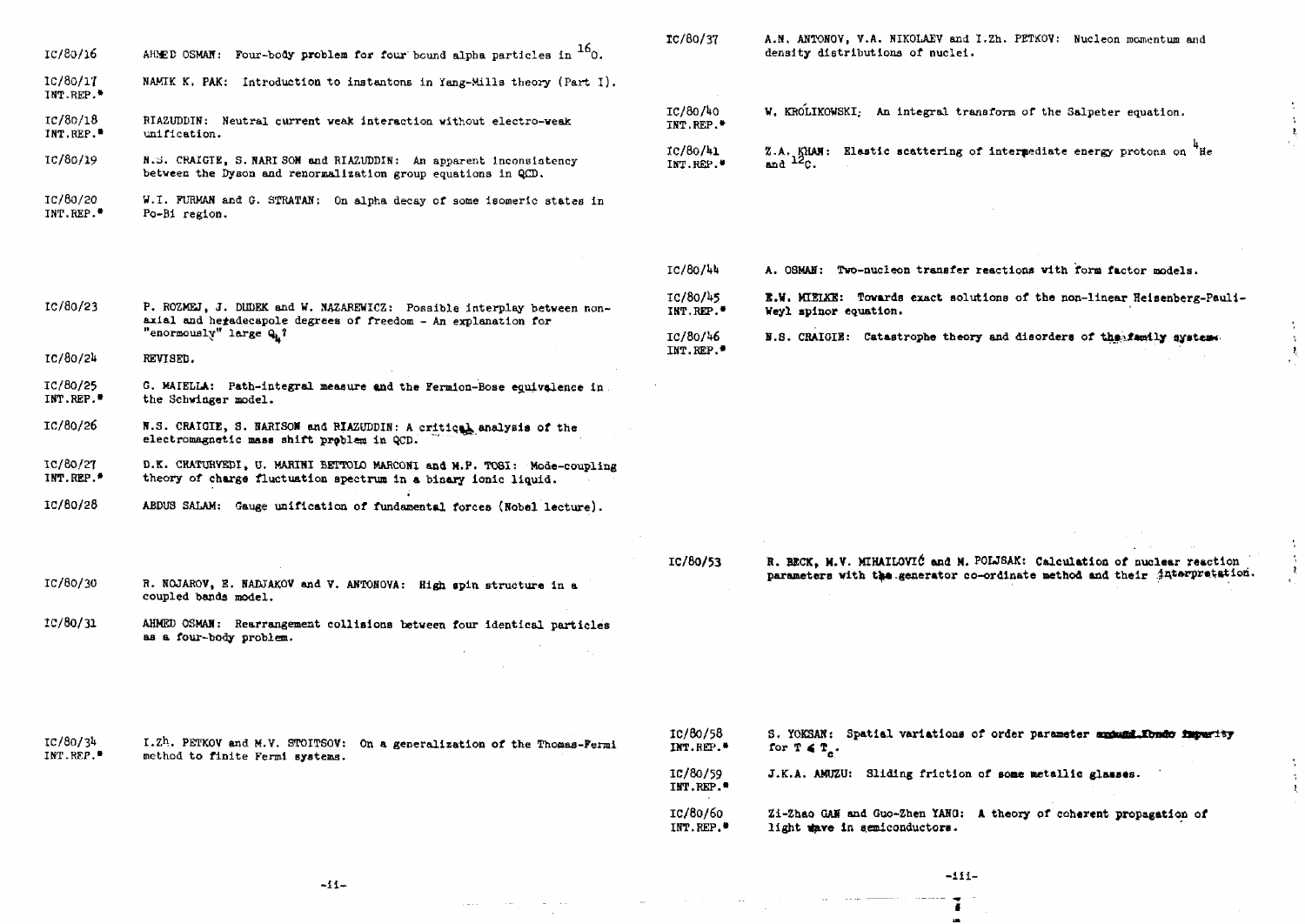IC/80/16 AHMED OSMAN: Four-body problem for four bound alpha particles in $^{16}O$.

IC/80/17 INT.REP.* NAMIK K. PAK: Introduction to instantons in Yang-Mills theory (Part I).

IC/80/18 INT.REP.* RIAZUDDIN: Neutral current weak interaction without electro-weak unification.

IC/80/19 N.S. CRAIGIE, S. NARISON and RIAZUDDIN: An apparent inconsistency between the Dyson and renormalization group equations in QCD.

IC/80/20 INT.REP.* W.I. FURMAN and G. STRATAN: On alpha decay of some isomeric states in Po-Bi region.

IC/80/23 P. ROZMEJ, J. DUDEK and W. NAZAREWICZ: Possible interplay between non-axial and hexadecapole degrees of freedom - An explanation for "enormously" large $Q_4$?

IC/80/24 REVISED.

IC/80/25 INT.REP.* G. MAIELLA: Path-integral measure and the Fermion-Bose equivalence in the Schwinger model.

IC/80/26 N.S. CRAIGIE, S. NARISON and RIAZUDDIN: A critical analysis of the electromagnetic mass shift problem in QCD.

IC/80/27 INT.REP.* D.K. CHATURVEDI, U. MARINI BETTOLO MARCONI and M.P. TOSI: Mode-coupling theory of charge fluctuation spectrum in a binary ionic liquid.

IC/80/28 ABDUS SALAM: Gauge unification of fundamental forces (Nobel lecture).

IC/80/30 R. NOJAROV, E. NADJAKOV and V. ANTONOVA: High spin structure in a coupled bands model.

IC/80/31 AHMED OSMAN: Rearrangement collisions between four identical particles as a four-body problem.

IC/80/34 INT.REP.* I.Zh. PETKOV and M.V. STOITSOV: On a generalization of the Thomas-Fermi method to finite Fermi systems.

IC/80/37 A.N. ANTONOV, V.A. NIKOLAEV and I.Zh. PETKOV: Nucleon momentum and density distributions of nuclei.

IC/80/40 INT.REP.* W. KRÓLIKOWSKI: An integral transform of the Salpeter equation.

IC/80/41 INT.REP.* Z.A. KHAN: Elastic scattering of intermediate energy protons on $^4He$ and $^{12}C$.

IC/80/44 A. OSMAN: Two-nucleon transfer reactions with form factor models.

IC/80/45 INT.REP.* E.W. MIELKE: Towards exact solutions of the non-linear Heisenberg-Pauli-Weyl spinor equation.

IC/80/46 INT.REP.* N.S. CRAIGIE: Catastrophe theory and disorders of the family system.

IC/80/53 R. BECK, M.V. MIHAILOVIĆ and M. POLJSAK: Calculation of nuclear reaction parameters with the generator co-ordinate method and their interpretation.

IC/80/58 INT.REP.* S. YOKSAN: Spatial variations of order parameter around Kondo impurity for $T \leq T_c$.

IC/80/59 INT.REP.* J.K.A. AMUZU: Sliding friction of some metallic glasses.

IC/80/60 INT.REP.* Zi-Zhao GAN and Guo-Zhen YANG: A theory of coherent propagation of light wave in semiconductors.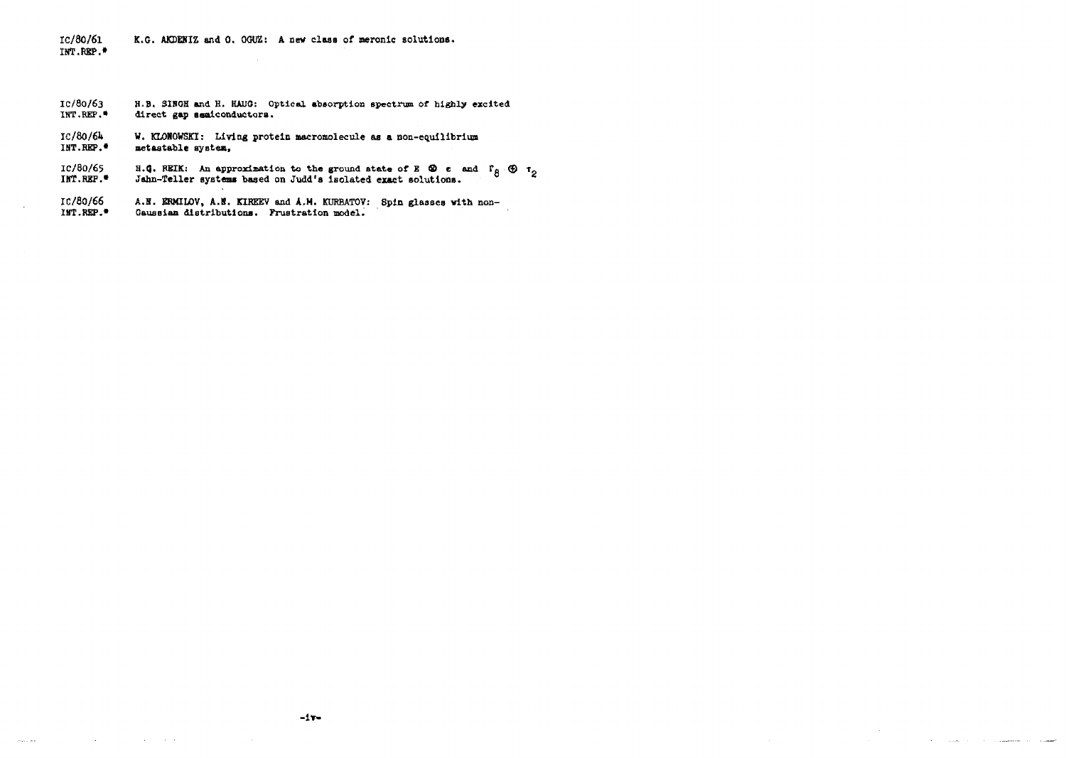IC/80/61 INT.REP.* K.G. AKDENIZ and O. OGUZ: A new class of meronic solutions.

IC/80/63 INT.REP.* H.B. SINGH and H. HAUG: Optical absorption spectrum of highly excited direct gap semiconductors.

IC/80/64 INT.REP.* W. KLONOWSKI: Living protein macromolecule as a non-equilibrium metastable system,

IC/80/65 INT.REP.* H.Q. REIK: An approximation to the ground state of $E \otimes \epsilon$ and $\Gamma_8 \otimes \tau_2$ Jahn-Teller systems based on Judd's isolated exact solutions.

IC/80/66 INT.REP.* A.N. ERMILOV, A.N. KIREEV and A.M. KURBATOV: Spin glasses with non-Gaussian distributions. Frustration model.